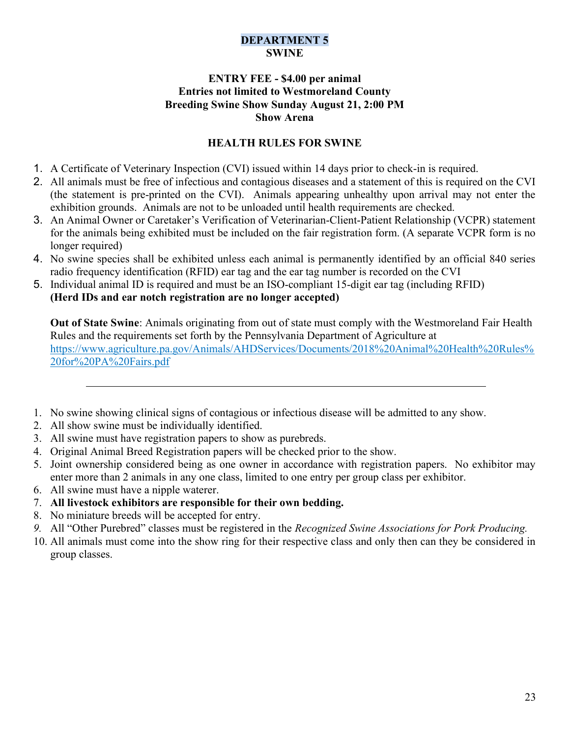# DEPARTMENT 5
## SWINE

**ENTRY FEE - $4.00 per animal**
**Entries not limited to Westmoreland County**
**Breeding Swine Show Sunday August 21, 2:00 PM**
**Show Arena**

### HEALTH RULES FOR SWINE

1. A Certificate of Veterinary Inspection (CVI) issued within 14 days prior to check-in is required.
2. All animals must be free of infectious and contagious diseases and a statement of this is required on the CVI (the statement is pre-printed on the CVI). Animals appearing unhealthy upon arrival may not enter the exhibition grounds. Animals are not to be unloaded until health requirements are checked.
3. An Animal Owner or Caretaker's Verification of Veterinarian-Client-Patient Relationship (VCPR) statement for the animals being exhibited must be included on the fair registration form. (A separate VCPR form is no longer required)
4. No swine species shall be exhibited unless each animal is permanently identified by an official 840 series radio frequency identification (RFID) ear tag and the ear tag number is recorded on the CVI
5. Individual animal ID is required and must be an ISO-compliant 15-digit ear tag (including RFID) **(Herd IDs and ear notch registration are no longer accepted)**

**Out of State Swine**: Animals originating from out of state must comply with the Westmoreland Fair Health Rules and the requirements set forth by the Pennsylvania Department of Agriculture at [https://www.agriculture.pa.gov/Animals/AHDServices/Documents/2018%20Animal%20Health%20Rules%20for%20PA%20Fairs.pdf](https://www.agriculture.pa.gov/Animals/AHDServices/Documents/2018%20Animal%20Health%20Rules%20for%20PA%20Fairs.pdf)

---

1. No swine showing clinical signs of contagious or infectious disease will be admitted to any show.
2. All show swine must be individually identified.
3. All swine must have registration papers to show as purebreds.
4. Original Animal Breed Registration papers will be checked prior to the show.
5. Joint ownership considered being as one owner in accordance with registration papers. No exhibitor may enter more than 2 animals in any one class, limited to one entry per group class per exhibitor.
6. All swine must have a nipple waterer.
7. **All livestock exhibitors are responsible for their own bedding.**
8. No miniature breeds will be accepted for entry.
9. All "Other Purebred" classes must be registered in the *Recognized Swine Associations for Pork Producing.*
10. All animals must come into the show ring for their respective class and only then can they be considered in group classes.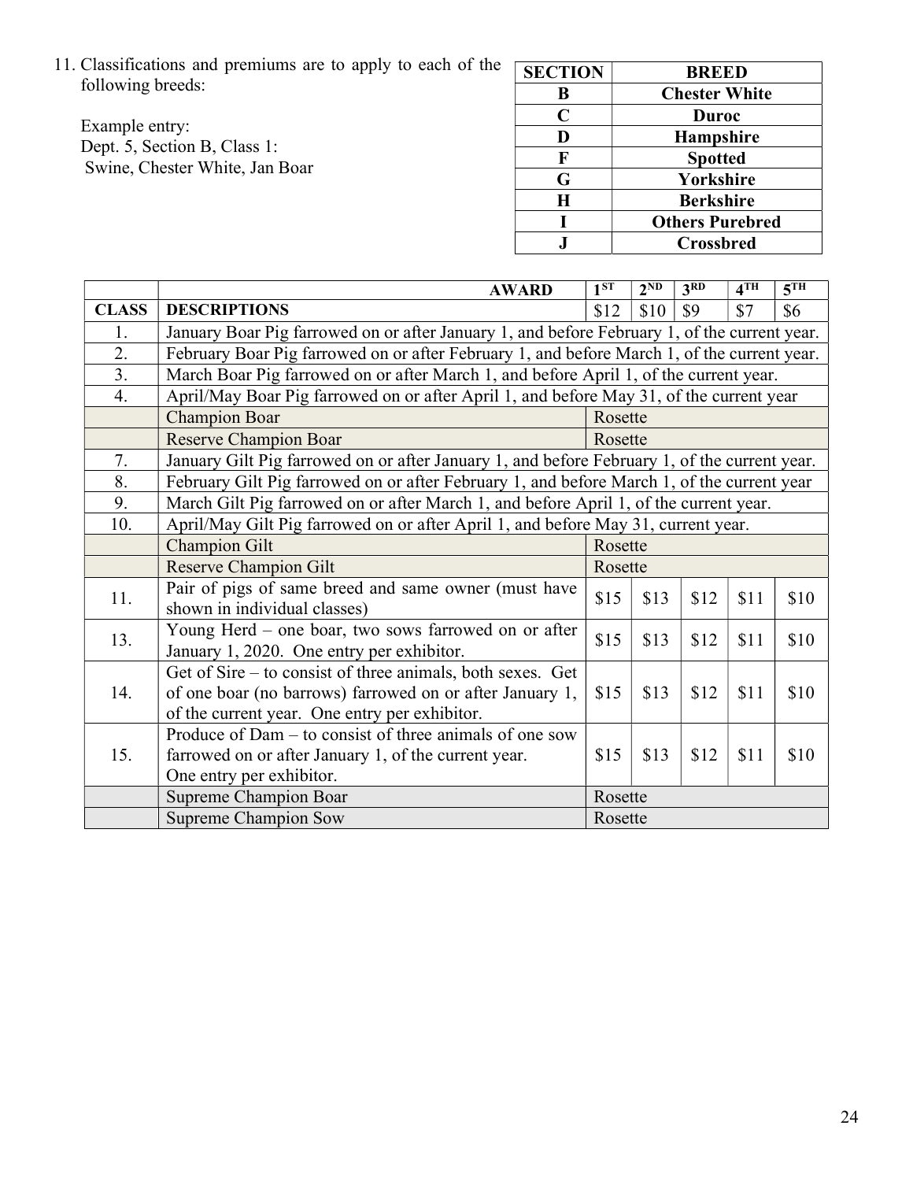11. Classifications and premiums are to apply to each of the following breeds:

    Example entry:
    Dept. 5, Section B, Class 1:
    Swine, Chester White, Jan Boar

| SECTION | BREED |
|---|---|
| B | Chester White |
| C | Duroc |
| D | Hampshire |
| F | Spotted |
| G | Yorkshire |
| H | Berkshire |
| I | Others Purebred |
| J | Crossbred |

| | AWARD | 1ST | 2ND | 3RD | 4TH | 5TH |
|---|---|---|---|---|---|---|
| CLASS | DESCRIPTIONS | $12 | $10 | $9 | $7 | $6 |
| 1. | January Boar Pig farrowed on or after January 1, and before February 1, of the current year. | | | | | |
| 2. | February Boar Pig farrowed on or after February 1, and before March 1, of the current year. | | | | | |
| 3. | March Boar Pig farrowed on or after March 1, and before April 1, of the current year. | | | | | |
| 4. | April/May Boar Pig farrowed on or after April 1, and before May 31, of the current year | | | | | |
| | Champion Boar | Rosette | | | | |
| | Reserve Champion Boar | Rosette | | | | |
| 7. | January Gilt Pig farrowed on or after January 1, and before February 1, of the current year. | | | | | |
| 8. | February Gilt Pig farrowed on or after February 1, and before March 1, of the current year | | | | | |
| 9. | March Gilt Pig farrowed on or after March 1, and before April 1, of the current year. | | | | | |
| 10. | April/May Gilt Pig farrowed on or after April 1, and before May 31, current year. | | | | | |
| | Champion Gilt | Rosette | | | | |
| | Reserve Champion Gilt | Rosette | | | | |
| 11. | Pair of pigs of same breed and same owner (must have shown in individual classes) | $15 | $13 | $12 | $11 | $10 |
| 13. | Young Herd – one boar, two sows farrowed on or after January 1, 2020. One entry per exhibitor. | $15 | $13 | $12 | $11 | $10 |
| 14. | Get of Sire – to consist of three animals, both sexes. Get of one boar (no barrows) farrowed on or after January 1, of the current year. One entry per exhibitor. | $15 | $13 | $12 | $11 | $10 |
| 15. | Produce of Dam – to consist of three animals of one sow farrowed on or after January 1, of the current year. One entry per exhibitor. | $15 | $13 | $12 | $11 | $10 |
| | Supreme Champion Boar | Rosette | | | | |
| | Supreme Champion Sow | Rosette | | | | |